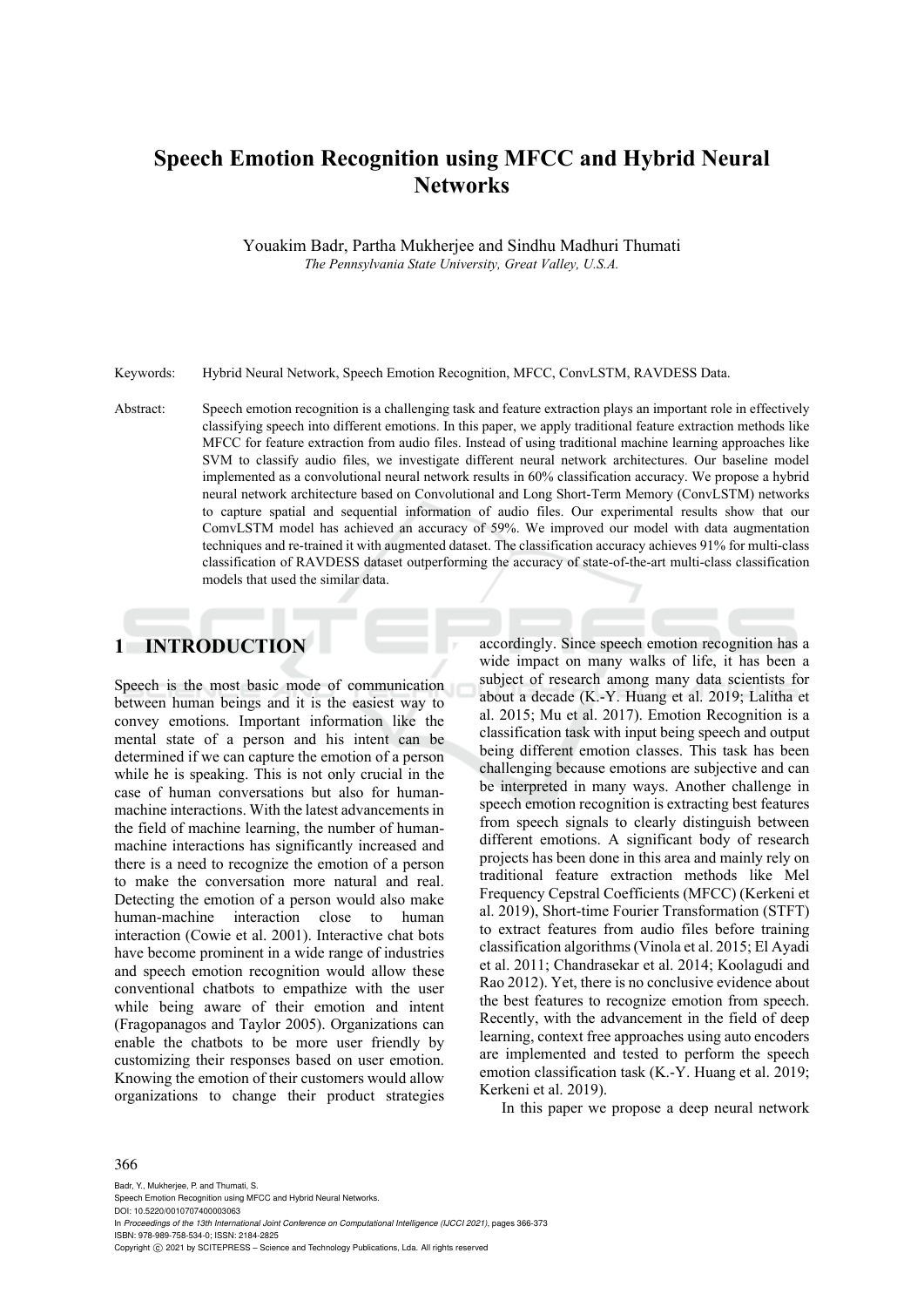# Speech Emotion Recognition using MFCC and Hybrid Neural Networks

Youakim Badr, Partha Mukherjee and Sindhu Madhuri Thumati

*The Pennsylvania State University, Great Valley, U.S.A.*

Keywords: Hybrid Neural Network, Speech Emotion Recognition, MFCC, ConvLSTM, RAVDESS Data.

Abstract: Speech emotion recognition is a challenging task and feature extraction plays an important role in effectively classifying speech into different emotions. In this paper, we apply traditional feature extraction methods like MFCC for feature extraction from audio files. Instead of using traditional machine learning approaches like SVM to classify audio files, we investigate different neural network architectures. Our baseline model implemented as a convolutional neural network results in 60% classification accuracy. We propose a hybrid neural network architecture based on Convolutional and Long Short-Term Memory (ConvLSTM) networks to capture spatial and sequential information of audio files. Our experimental results show that our ComvLSTM model has achieved an accuracy of 59%. We improved our model with data augmentation techniques and re-trained it with augmented dataset. The classification accuracy achieves 91% for multi-class classification of RAVDESS dataset outperforming the accuracy of state-of-the-art multi-class classification models that used the similar data.

## 1 INTRODUCTION

Speech is the most basic mode of communication between human beings and it is the easiest way to convey emotions. Important information like the mental state of a person and his intent can be determined if we can capture the emotion of a person while he is speaking. This is not only crucial in the case of human conversations but also for human-machine interactions. With the latest advancements in the field of machine learning, the number of human-machine interactions has significantly increased and there is a need to recognize the emotion of a person to make the conversation more natural and real. Detecting the emotion of a person would also make human-machine interaction close to human interaction (Cowie et al. 2001). Interactive chat bots have become prominent in a wide range of industries and speech emotion recognition would allow these conventional chatbots to empathize with the user while being aware of their emotion and intent (Fragopanagos and Taylor 2005). Organizations can enable the chatbots to be more user friendly by customizing their responses based on user emotion. Knowing the emotion of their customers would allow organizations to change their product strategies accordingly. Since speech emotion recognition has a wide impact on many walks of life, it has been a subject of research among many data scientists for about a decade (K.-Y. Huang et al. 2019; Lalitha et al. 2015; Mu et al. 2017). Emotion Recognition is a classification task with input being speech and output being different emotion classes. This task has been challenging because emotions are subjective and can be interpreted in many ways. Another challenge in speech emotion recognition is extracting best features from speech signals to clearly distinguish between different emotions. A significant body of research projects has been done in this area and mainly rely on traditional feature extraction methods like Mel Frequency Cepstral Coefficients (MFCC) (Kerkeni et al. 2019), Short-time Fourier Transformation (STFT) to extract features from audio files before training classification algorithms (Vinola et al. 2015; El Ayadi et al. 2011; Chandrasekar et al. 2014; Koolagudi and Rao 2012). Yet, there is no conclusive evidence about the best features to recognize emotion from speech. Recently, with the advancement in the field of deep learning, context free approaches using auto encoders are implemented and tested to perform the speech emotion classification task (K.-Y. Huang et al. 2019; Kerkeni et al. 2019).

In this paper we propose a deep neural network

Badr, Y., Mukherjee, P. and Thumati, S.
Speech Emotion Recognition using MFCC and Hybrid Neural Networks.
DOI: 10.5220/0010707400003063
In *Proceedings of the 13th International Joint Conference on Computational Intelligence (IJCCI 2021)*, pages 366-373
ISBN: 978-989-758-534-0; ISSN: 2184-2825
Copyright © 2021 by SCITEPRESS – Science and Technology Publications, Lda. All rights reserved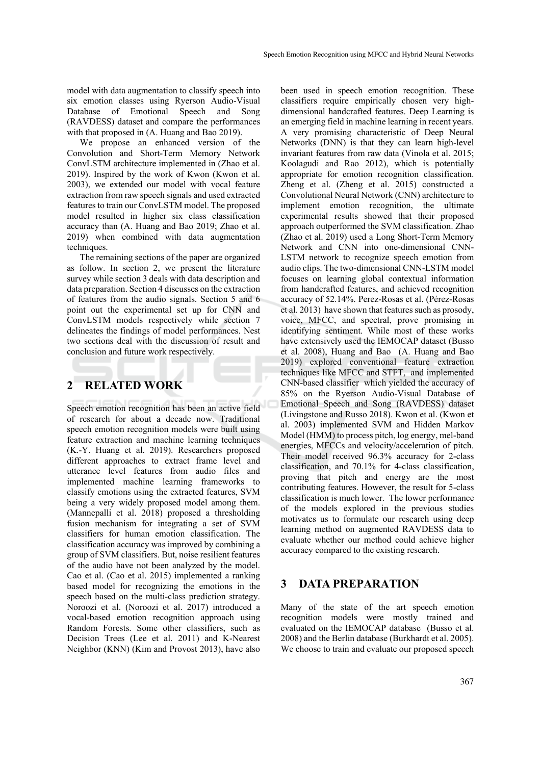model with data augmentation to classify speech into six emotion classes using Ryerson Audio-Visual Database of Emotional Speech and Song (RAVDESS) dataset and compare the performances with that proposed in (A. Huang and Bao 2019).

We propose an enhanced version of the Convolution and Short-Term Memory Network ConvLSTM architecture implemented in (Zhao et al. 2019). Inspired by the work of Kwon (Kwon et al. 2003), we extended our model with vocal feature extraction from raw speech signals and used extracted features to train our ConvLSTM model. The proposed model resulted in higher six class classification accuracy than (A. Huang and Bao 2019; Zhao et al. 2019) when combined with data augmentation techniques.

The remaining sections of the paper are organized as follow. In section 2, we present the literature survey while section 3 deals with data description and data preparation. Section 4 discusses on the extraction of features from the audio signals. Section 5 and 6 point out the experimental set up for CNN and ConvLSTM models respectively while section 7 delineates the findings of model performances. Nest two sections deal with the discussion of result and conclusion and future work respectively.

## 2 RELATED WORK

Speech emotion recognition has been an active field of research for about a decade now. Traditional speech emotion recognition models were built using feature extraction and machine learning techniques (K.-Y. Huang et al. 2019). Researchers proposed different approaches to extract frame level and utterance level features from audio files and implemented machine learning frameworks to classify emotions using the extracted features, SVM being a very widely proposed model among them. (Mannepalli et al. 2018) proposed a thresholding fusion mechanism for integrating a set of SVM classifiers for human emotion classification. The classification accuracy was improved by combining a group of SVM classifiers. But, noise resilient features of the audio have not been analyzed by the model. Cao et al. (Cao et al. 2015) implemented a ranking based model for recognizing the emotions in the speech based on the multi-class prediction strategy. Noroozi et al. (Noroozi et al. 2017) introduced a vocal-based emotion recognition approach using Random Forests. Some other classifiers, such as Decision Trees (Lee et al. 2011) and K-Nearest Neighbor (KNN) (Kim and Provost 2013), have also been used in speech emotion recognition. These classifiers require empirically chosen very high-dimensional handcrafted features. Deep Learning is an emerging field in machine learning in recent years. A very promising characteristic of Deep Neural Networks (DNN) is that they can learn high-level invariant features from raw data (Vinola et al. 2015; Koolagudi and Rao 2012), which is potentially appropriate for emotion recognition classification. Zheng et al. (Zheng et al. 2015) constructed a Convolutional Neural Network (CNN) architecture to implement emotion recognition, the ultimate experimental results showed that their proposed approach outperformed the SVM classification. Zhao (Zhao et al. 2019) used a Long Short-Term Memory Network and CNN into one-dimensional CNN-LSTM network to recognize speech emotion from audio clips. The two-dimensional CNN-LSTM model focuses on learning global contextual information from handcrafted features, and achieved recognition accuracy of 52.14%. Perez-Rosas et al. (Pérez-Rosas et al. 2013) have shown that features such as prosody, voice, MFCC, and spectral, prove promising in identifying sentiment. While most of these works have extensively used the IEMOCAP dataset (Busso et al. 2008), Huang and Bao (A. Huang and Bao 2019) explored conventional feature extraction techniques like MFCC and STFT, and implemented CNN-based classifier which yielded the accuracy of 85% on the Ryerson Audio-Visual Database of Emotional Speech and Song (RAVDESS) dataset (Livingstone and Russo 2018). Kwon et al. (Kwon et al. 2003) implemented SVM and Hidden Markov Model (HMM) to process pitch, log energy, mel-band energies, MFCCs and velocity/acceleration of pitch. Their model received 96.3% accuracy for 2-class classification, and 70.1% for 4-class classification, proving that pitch and energy are the most contributing features. However, the result for 5-class classification is much lower. The lower performance of the models explored in the previous studies motivates us to formulate our research using deep learning method on augmented RAVDESS data to evaluate whether our method could achieve higher accuracy compared to the existing research.

## 3 DATA PREPARATION

Many of the state of the art speech emotion recognition models were mostly trained and evaluated on the IEMOCAP database (Busso et al. 2008) and the Berlin database (Burkhardt et al. 2005). We choose to train and evaluate our proposed speech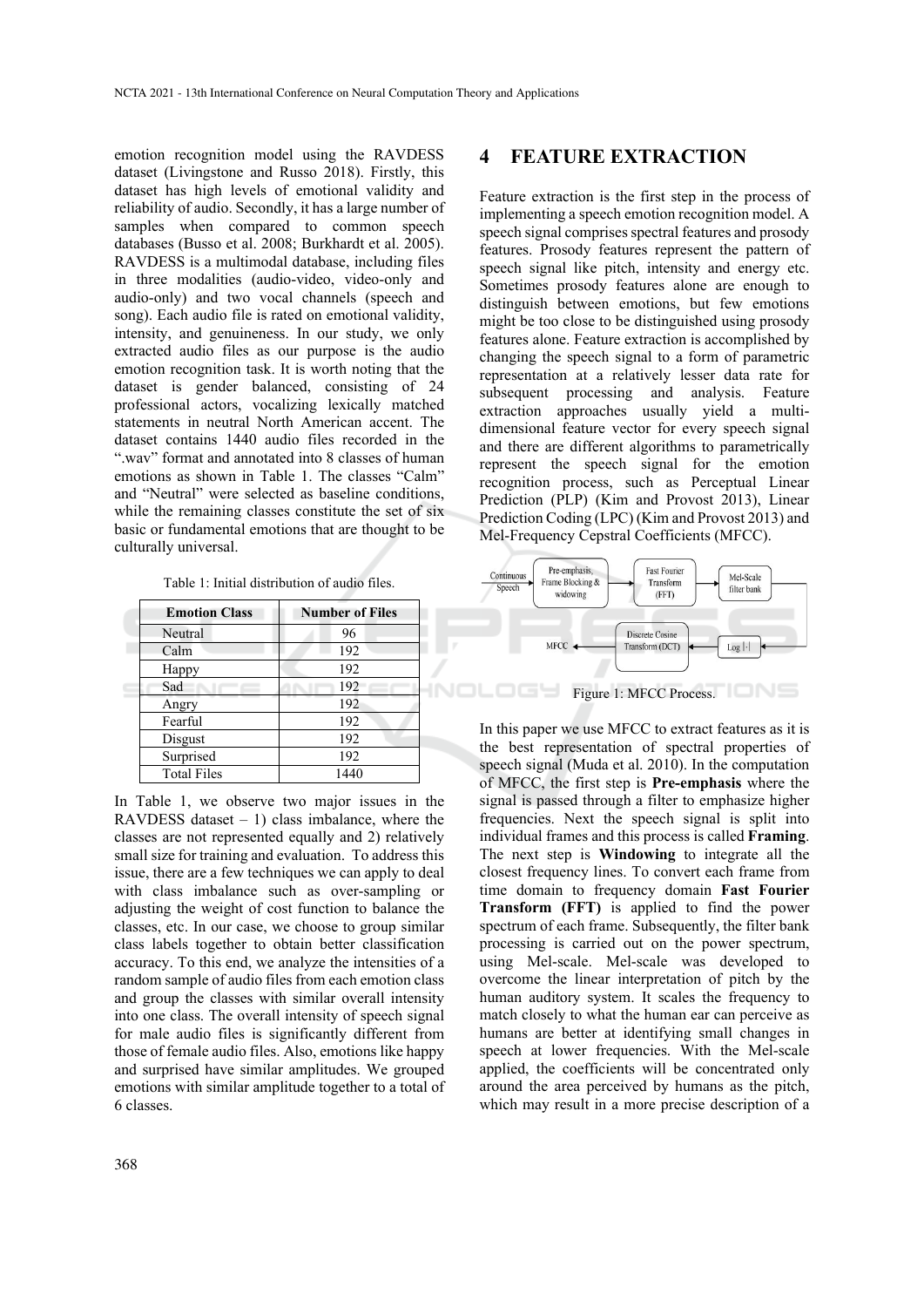emotion recognition model using the RAVDESS dataset (Livingstone and Russo 2018). Firstly, this dataset has high levels of emotional validity and reliability of audio. Secondly, it has a large number of samples when compared to common speech databases (Busso et al. 2008; Burkhardt et al. 2005). RAVDESS is a multimodal database, including files in three modalities (audio-video, video-only and audio-only) and two vocal channels (speech and song). Each audio file is rated on emotional validity, intensity, and genuineness. In our study, we only extracted audio files as our purpose is the audio emotion recognition task. It is worth noting that the dataset is gender balanced, consisting of 24 professional actors, vocalizing lexically matched statements in neutral North American accent. The dataset contains 1440 audio files recorded in the ".wav" format and annotated into 8 classes of human emotions as shown in Table 1. The classes "Calm" and "Neutral" were selected as baseline conditions, while the remaining classes constitute the set of six basic or fundamental emotions that are thought to be culturally universal.

Table 1: Initial distribution of audio files.

| Emotion Class | Number of Files |
|---|---|
| Neutral | 96 |
| Calm | 192 |
| Happy | 192 |
| Sad | 192 |
| Angry | 192 |
| Fearful | 192 |
| Disgust | 192 |
| Surprised | 192 |
| Total Files | 1440 |

In Table 1, we observe two major issues in the RAVDESS dataset – 1) class imbalance, where the classes are not represented equally and 2) relatively small size for training and evaluation. To address this issue, there are a few techniques we can apply to deal with class imbalance such as over-sampling or adjusting the weight of cost function to balance the classes, etc. In our case, we choose to group similar class labels together to obtain better classification accuracy. To this end, we analyze the intensities of a random sample of audio files from each emotion class and group the classes with similar overall intensity into one class. The overall intensity of speech signal for male audio files is significantly different from those of female audio files. Also, emotions like happy and surprised have similar amplitudes. We grouped emotions with similar amplitude together to a total of 6 classes.

# 4 FEATURE EXTRACTION

Feature extraction is the first step in the process of implementing a speech emotion recognition model. A speech signal comprises spectral features and prosody features. Prosody features represent the pattern of speech signal like pitch, intensity and energy etc. Sometimes prosody features alone are enough to distinguish between emotions, but few emotions might be too close to be distinguished using prosody features alone. Feature extraction is accomplished by changing the speech signal to a form of parametric representation at a relatively lesser data rate for subsequent processing and analysis. Feature extraction approaches usually yield a multi-dimensional feature vector for every speech signal and there are different algorithms to parametrically represent the speech signal for the emotion recognition process, such as Perceptual Linear Prediction (PLP) (Kim and Provost 2013), Linear Prediction Coding (LPC) (Kim and Provost 2013) and Mel-Frequency Cepstral Coefficients (MFCC).

Figure 1: MFCC Process.

In this paper we use MFCC to extract features as it is the best representation of spectral properties of speech signal (Muda et al. 2010). In the computation of MFCC, the first step is **Pre-emphasis** where the signal is passed through a filter to emphasize higher frequencies. Next the speech signal is split into individual frames and this process is called **Framing**. The next step is **Windowing** to integrate all the closest frequency lines. To convert each frame from time domain to frequency domain **Fast Fourier Transform (FFT)** is applied to find the power spectrum of each frame. Subsequently, the filter bank processing is carried out on the power spectrum, using Mel-scale. Mel-scale was developed to overcome the linear interpretation of pitch by the human auditory system. It scales the frequency to match closely to what the human ear can perceive as humans are better at identifying small changes in speech at lower frequencies. With the Mel-scale applied, the coefficients will be concentrated only around the area perceived by humans as the pitch, which may result in a more precise description of a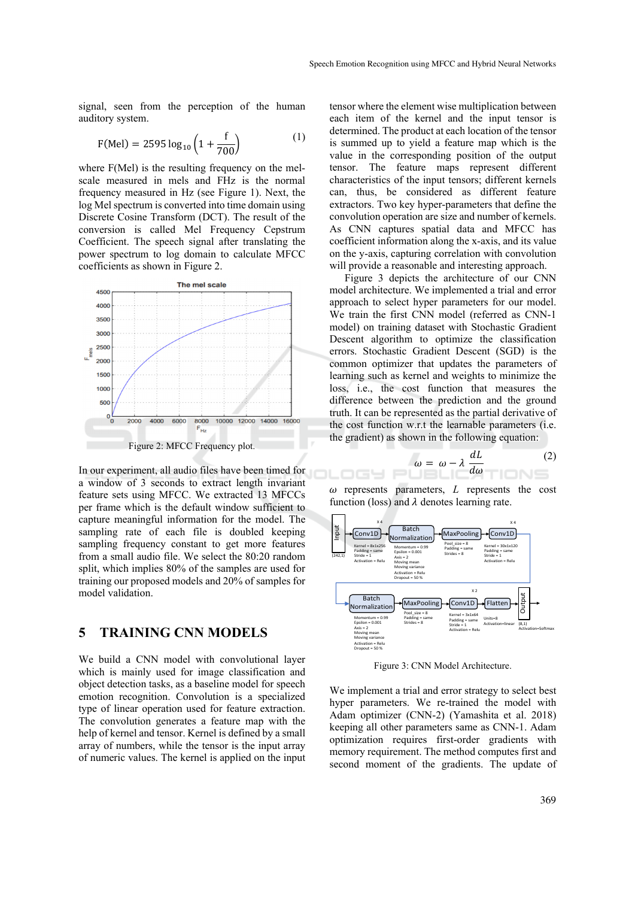signal, seen from the perception of the human auditory system.

$$F(\text{Mel}) = 2595 \log_{10}\left(1 + \frac{f}{700}\right) \quad (1)$$

where F(Mel) is the resulting frequency on the mel-scale measured in mels and FHz is the normal frequency measured in Hz (see Figure 1). Next, the log Mel spectrum is converted into time domain using Discrete Cosine Transform (DCT). The result of the conversion is called Mel Frequency Cepstrum Coefficient. The speech signal after translating the power spectrum to log domain to calculate MFCC coefficients as shown in Figure 2.

Figure 2: MFCC Frequency plot.

In our experiment, all audio files have been timed for a window of 3 seconds to extract length invariant feature sets using MFCC. We extracted 13 MFCCs per frame which is the default window sufficient to capture meaningful information for the model. The sampling rate of each file is doubled keeping sampling frequency constant to get more features from a small audio file. We select the 80:20 random split, which implies 80% of the samples are used for training our proposed models and 20% of samples for model validation.

## 5 TRAINING CNN MODELS

We build a CNN model with convolutional layer which is mainly used for image classification and object detection tasks, as a baseline model for speech emotion recognition. Convolution is a specialized type of linear operation used for feature extraction. The convolution generates a feature map with the help of kernel and tensor. Kernel is defined by a small array of numbers, while the tensor is the input array of numeric values. The kernel is applied on the input tensor where the element wise multiplication between each item of the kernel and the input tensor is determined. The product at each location of the tensor is summed up to yield a feature map which is the value in the corresponding position of the output tensor. The feature maps represent different characteristics of the input tensors; different kernels can, thus, be considered as different feature extractors. Two key hyper-parameters that define the convolution operation are size and number of kernels. As CNN captures spatial data and MFCC has coefficient information along the x-axis, and its value on the y-axis, capturing correlation with convolution will provide a reasonable and interesting approach.

Figure 3 depicts the architecture of our CNN model architecture. We implemented a trial and error approach to select hyper parameters for our model. We train the first CNN model (referred as CNN-1 model) on training dataset with Stochastic Gradient Descent algorithm to optimize the classification errors. Stochastic Gradient Descent (SGD) is the common optimizer that updates the parameters of learning such as kernel and weights to minimize the loss, i.e., the cost function that measures the difference between the prediction and the ground truth. It can be represented as the partial derivative of the cost function w.r.t the learnable parameters (i.e. the gradient) as shown in the following equation:

$$\omega = \omega - \lambda \frac{dL}{d\omega} \quad (2)$$

$\omega$ represents parameters, $L$ represents the cost function (loss) and $\lambda$ denotes learning rate.

Figure 3: CNN Model Architecture.

We implement a trial and error strategy to select best hyper parameters. We re-trained the model with Adam optimizer (CNN-2) (Yamashita et al. 2018) keeping all other parameters same as CNN-1. Adam optimization requires first-order gradients with memory requirement. The method computes first and second moment of the gradients. The update of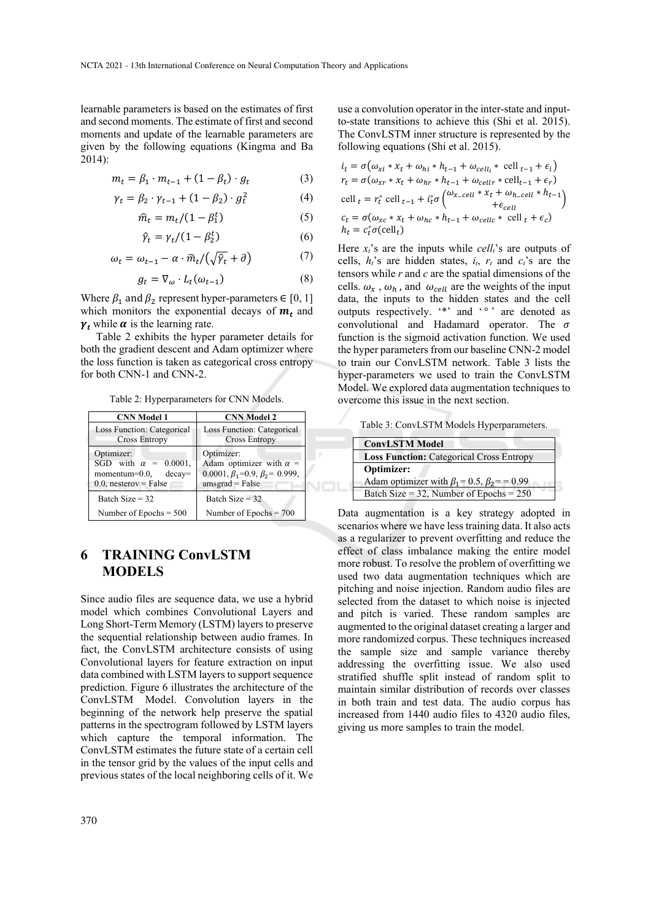learnable parameters is based on the estimates of first and second moments. The estimate of first and second moments and update of the learnable parameters are given by the following equations (Kingma and Ba 2014):

$$m_t = \beta_1 \cdot m_{t-1} + (1 - \beta_t) \cdot g_t \quad (3)$$

$$\gamma_t = \beta_2 \cdot \gamma_{t-1} + (1 - \beta_2) \cdot g_t^2 \quad (4)$$

$$\widehat{m}_t = m_t / (1 - \beta_1^t) \quad (5)$$

$$\widehat{\gamma}_t = \gamma_t / (1 - \beta_2^t) \quad (6)$$

$$\omega_t = \omega_{t-1} - \alpha \cdot \widetilde{m}_t / \left(\sqrt{\widehat{\gamma}_t} + \partial\right) \quad (7)$$

$$g_t = \nabla_\omega \cdot L_t(\omega_{t-1}) \quad (8)$$

Where $\beta_1$ and $\beta_2$ represent hyper-parameters $\in [0, 1]$ which monitors the exponential decays of $\boldsymbol{m_t}$ and $\boldsymbol{\gamma_t}$ while $\boldsymbol{\alpha}$ is the learning rate.

Table 2 exhibits the hyper parameter details for both the gradient descent and Adam optimizer where the loss function is taken as categorical cross entropy for both CNN-1 and CNN-2.

Table 2: Hyperparameters for CNN Models.

| CNN Model 1 | CNN Model 2 |
|---|---|
| Loss Function: Categorical Cross Entropy | Loss Function: Categorical Cross Entropy |
| Optimizer: SGD with $\alpha$ = 0.0001, momentum=0.0, decay= 0.0, nesterov = False | Optimizer: Adam optimizer with $\alpha$ = 0.0001, $\beta_1$=0.9, $\beta_2$= 0.999, amsgrad = False |
| Batch Size = 32 | Batch Size = 32 |
| Number of Epochs = 500 | Number of Epochs = 700 |

## 6 TRAINING ConvLSTM MODELS

Since audio files are sequence data, we use a hybrid model which combines Convolutional Layers and Long Short-Term Memory (LSTM) layers to preserve the sequential relationship between audio frames. In fact, the ConvLSTM architecture consists of using Convolutional layers for feature extraction on input data combined with LSTM layers to support sequence prediction. Figure 6 illustrates the architecture of the ConvLSTM Model. Convolution layers in the beginning of the network help preserve the spatial patterns in the spectrogram followed by LSTM layers which capture the temporal information. The ConvLSTM estimates the future state of a certain cell in the tensor grid by the values of the input cells and previous states of the local neighboring cells of it. We use a convolution operator in the inter-state and input-to-state transitions to achieve this (Shi et al. 2015). The ConvLSTM inner structure is represented by the following equations (Shi et al. 2015).

$$i_t = \sigma\left(\omega_{xi} * x_t + \omega_{hi} * h_{t-1} + \omega_{cell_i} * \text{ cell }_{t-1} + \epsilon_i\right)$$
$$r_t = \sigma(\omega_{xr} * x_t + \omega_{hr} * h_{t-1} + \omega_{cellr} * \text{cell}_{t-1} + \epsilon_r)$$
$$\text{cell }_t = r_t^\circ \text{ cell }_{t-1} + i_t^\circ \sigma\begin{pmatrix}\omega_{x\_cell} * x_t + \omega_{h\_cell} * h_{t-1} \\ + \epsilon_{cell}\end{pmatrix}$$
$$c_t = \sigma(\omega_{xc} * x_t + \omega_{hc} * h_{t-1} + \omega_{cellc} * \text{ cell }_t + \epsilon_c)$$
$$h_t = c_t^\circ \sigma(\text{cell}_t)$$

Here $x_t$'s are the inputs while $cell_t$'s are outputs of cells, $h_t$'s are hidden states, $i_t$, $r_t$ and $c_t$'s are the tensors while $r$ and $c$ are the spatial dimensions of the cells. $\omega_x$ , $\omega_h$ , and $\omega_{cell}$ are the weights of the input data, the inputs to the hidden states and the cell outputs respectively. '*' and '$\circ$' are denoted as convolutional and Hadamard operator. The $\sigma$ function is the sigmoid activation function. We used the hyper parameters from our baseline CNN-2 model to train our ConvLSTM network. Table 3 lists the hyper-parameters we used to train the ConvLSTM Model. We explored data augmentation techniques to overcome this issue in the next section.

Table 3: ConvLSTM Models Hyperparameters.

| ConvLSTM Model |
|---|
| **Loss Function:** Categorical Cross Entropy |
| **Optimizer:** Adam optimizer with $\beta_1$= 0.5, $\beta_2$= = 0.99 |
| Batch Size = 32, Number of Epochs = 250 |

Data augmentation is a key strategy adopted in scenarios where we have less training data. It also acts as a regularizer to prevent overfitting and reduce the effect of class imbalance making the entire model more robust. To resolve the problem of overfitting we used two data augmentation techniques which are pitching and noise injection. Random audio files are selected from the dataset to which noise is injected and pitch is varied. These random samples are augmented to the original dataset creating a larger and more randomized corpus. These techniques increased the sample size and sample variance thereby addressing the overfitting issue. We also used stratified shuffle split instead of random split to maintain similar distribution of records over classes in both train and test data. The audio corpus has increased from 1440 audio files to 4320 audio files, giving us more samples to train the model.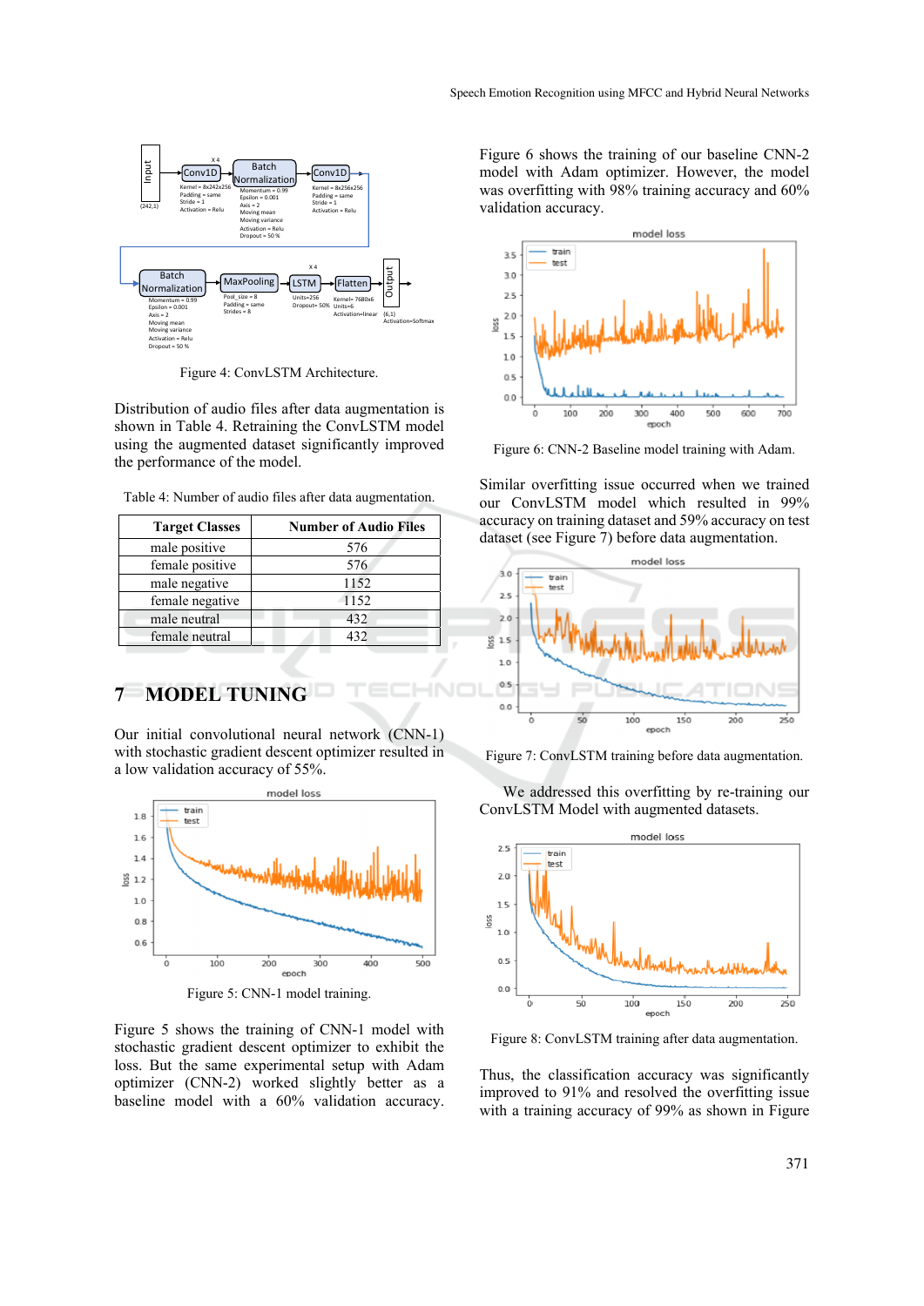Figure 4: ConvLSTM Architecture.

Distribution of audio files after data augmentation is shown in Table 4. Retraining the ConvLSTM model using the augmented dataset significantly improved the performance of the model.

Table 4: Number of audio files after data augmentation.

| Target Classes | Number of Audio Files |
|---|---|
| male positive | 576 |
| female positive | 576 |
| male negative | 1152 |
| female negative | 1152 |
| male neutral | 432 |
| female neutral | 432 |

## 7 MODEL TUNING

Our initial convolutional neural network (CNN-1) with stochastic gradient descent optimizer resulted in a low validation accuracy of 55%.

Figure 5: CNN-1 model training.

Figure 5 shows the training of CNN-1 model with stochastic gradient descent optimizer to exhibit the loss. But the same experimental setup with Adam optimizer (CNN-2) worked slightly better as a baseline model with a 60% validation accuracy.

Figure 6 shows the training of our baseline CNN-2 model with Adam optimizer. However, the model was overfitting with 98% training accuracy and 60% validation accuracy.

Figure 6: CNN-2 Baseline model training with Adam.

Similar overfitting issue occurred when we trained our ConvLSTM model which resulted in 99% accuracy on training dataset and 59% accuracy on test dataset (see Figure 7) before data augmentation.

Figure 7: ConvLSTM training before data augmentation.

We addressed this overfitting by re-training our ConvLSTM Model with augmented datasets.

Figure 8: ConvLSTM training after data augmentation.

Thus, the classification accuracy was significantly improved to 91% and resolved the overfitting issue with a training accuracy of 99% as shown in Figure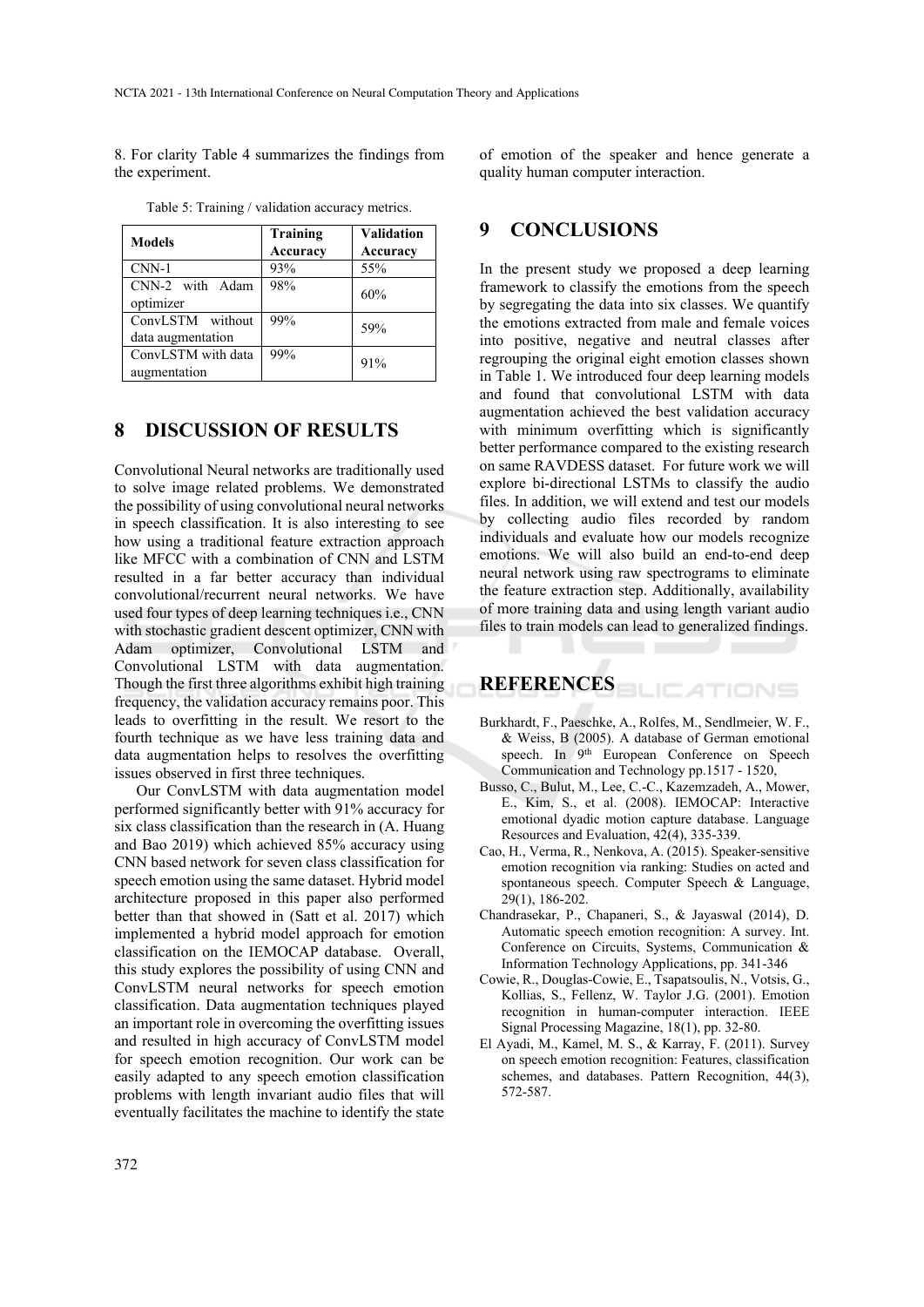8. For clarity Table 4 summarizes the findings from the experiment.

Table 5: Training / validation accuracy metrics.

| Models | Training Accuracy | Validation Accuracy |
| --- | --- | --- |
| CNN-1 | 93% | 55% |
| CNN-2 with Adam optimizer | 98% | 60% |
| ConvLSTM without data augmentation | 99% | 59% |
| ConvLSTM with data augmentation | 99% | 91% |

## 8 DISCUSSION OF RESULTS

Convolutional Neural networks are traditionally used to solve image related problems. We demonstrated the possibility of using convolutional neural networks in speech classification. It is also interesting to see how using a traditional feature extraction approach like MFCC with a combination of CNN and LSTM resulted in a far better accuracy than individual convolutional/recurrent neural networks. We have used four types of deep learning techniques i.e., CNN with stochastic gradient descent optimizer, CNN with Adam optimizer, Convolutional LSTM and Convolutional LSTM with data augmentation. Though the first three algorithms exhibit high training frequency, the validation accuracy remains poor. This leads to overfitting in the result. We resort to the fourth technique as we have less training data and data augmentation helps to resolves the overfitting issues observed in first three techniques.

Our ConvLSTM with data augmentation model performed significantly better with 91% accuracy for six class classification than the research in (A. Huang and Bao 2019) which achieved 85% accuracy using CNN based network for seven class classification for speech emotion using the same dataset. Hybrid model architecture proposed in this paper also performed better than that showed in (Satt et al. 2017) which implemented a hybrid model approach for emotion classification on the IEMOCAP database. Overall, this study explores the possibility of using CNN and ConvLSTM neural networks for speech emotion classification. Data augmentation techniques played an important role in overcoming the overfitting issues and resulted in high accuracy of ConvLSTM model for speech emotion recognition. Our work can be easily adapted to any speech emotion classification problems with length invariant audio files that will eventually facilitates the machine to identify the state of emotion of the speaker and hence generate a quality human computer interaction.

## 9 CONCLUSIONS

In the present study we proposed a deep learning framework to classify the emotions from the speech by segregating the data into six classes. We quantify the emotions extracted from male and female voices into positive, negative and neutral classes after regrouping the original eight emotion classes shown in Table 1. We introduced four deep learning models and found that convolutional LSTM with data augmentation achieved the best validation accuracy with minimum overfitting which is significantly better performance compared to the existing research on same RAVDESS dataset. For future work we will explore bi-directional LSTMs to classify the audio files. In addition, we will extend and test our models by collecting audio files recorded by random individuals and evaluate how our models recognize emotions. We will also build an end-to-end deep neural network using raw spectrograms to eliminate the feature extraction step. Additionally, availability of more training data and using length variant audio files to train models can lead to generalized findings.

## REFERENCES

Burkhardt, F., Paeschke, A., Rolfes, M., Sendlmeier, W. F., & Weiss, B (2005). A database of German emotional speech. In 9th European Conference on Speech Communication and Technology pp.1517 - 1520,

Busso, C., Bulut, M., Lee, C.-C., Kazemzadeh, A., Mower, E., Kim, S., et al. (2008). IEMOCAP: Interactive emotional dyadic motion capture database. Language Resources and Evaluation, 42(4), 335-339.

Cao, H., Verma, R., Nenkova, A. (2015). Speaker-sensitive emotion recognition via ranking: Studies on acted and spontaneous speech. Computer Speech & Language, 29(1), 186-202.

Chandrasekar, P., Chapaneri, S., & Jayaswal (2014), D. Automatic speech emotion recognition: A survey. Int. Conference on Circuits, Systems, Communication & Information Technology Applications, pp. 341-346

Cowie, R., Douglas-Cowie, E., Tsapatsoulis, N., Votsis, G., Kollias, S., Fellenz, W. Taylor J.G. (2001). Emotion recognition in human-computer interaction. IEEE Signal Processing Magazine, 18(1), pp. 32-80.

El Ayadi, M., Kamel, M. S., & Karray, F. (2011). Survey on speech emotion recognition: Features, classification schemes, and databases. Pattern Recognition, 44(3), 572-587.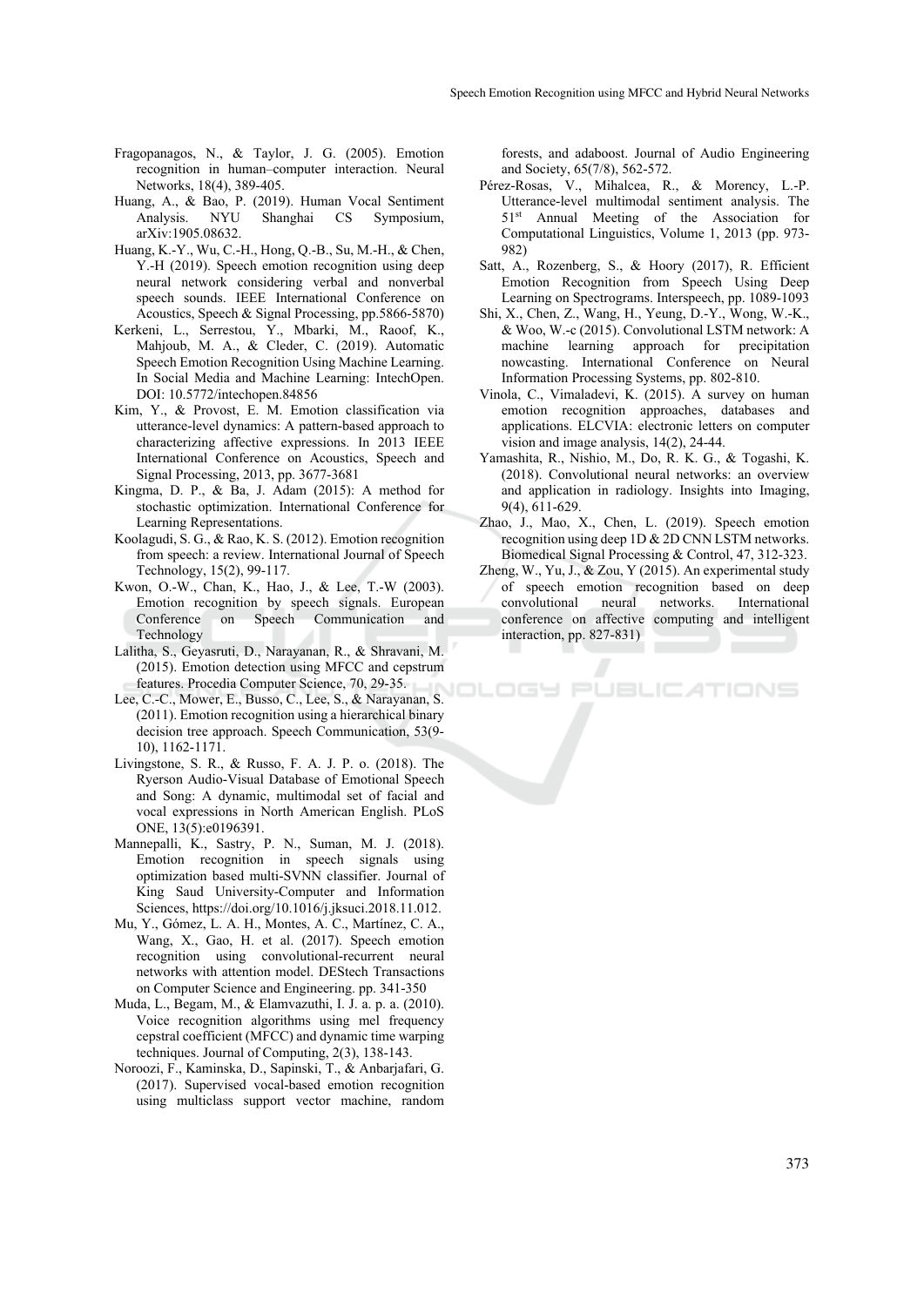Fragopanagos, N., & Taylor, J. G. (2005). Emotion recognition in human–computer interaction. Neural Networks, 18(4), 389-405.

Huang, A., & Bao, P. (2019). Human Vocal Sentiment Analysis. NYU Shanghai CS Symposium, arXiv:1905.08632.

Huang, K.-Y., Wu, C.-H., Hong, Q.-B., Su, M.-H., & Chen, Y.-H (2019). Speech emotion recognition using deep neural network considering verbal and nonverbal speech sounds. IEEE International Conference on Acoustics, Speech & Signal Processing, pp.5866-5870)

Kerkeni, L., Serrestou, Y., Mbarki, M., Raoof, K., Mahjoub, M. A., & Cleder, C. (2019). Automatic Speech Emotion Recognition Using Machine Learning. In Social Media and Machine Learning: IntechOpen. DOI: 10.5772/intechopen.84856

Kim, Y., & Provost, E. M. Emotion classification via utterance-level dynamics: A pattern-based approach to characterizing affective expressions. In 2013 IEEE International Conference on Acoustics, Speech and Signal Processing, 2013, pp. 3677-3681

Kingma, D. P., & Ba, J. Adam (2015): A method for stochastic optimization. International Conference for Learning Representations.

Koolagudi, S. G., & Rao, K. S. (2012). Emotion recognition from speech: a review. International Journal of Speech Technology, 15(2), 99-117.

Kwon, O.-W., Chan, K., Hao, J., & Lee, T.-W (2003). Emotion recognition by speech signals. European Conference on Speech Communication and Technology

Lalitha, S., Geyasruti, D., Narayanan, R., & Shravani, M. (2015). Emotion detection using MFCC and cepstrum features. Procedia Computer Science, 70, 29-35.

Lee, C.-C., Mower, E., Busso, C., Lee, S., & Narayanan, S. (2011). Emotion recognition using a hierarchical binary decision tree approach. Speech Communication, 53(9-10), 1162-1171.

Livingstone, S. R., & Russo, F. A. J. P. o. (2018). The Ryerson Audio-Visual Database of Emotional Speech and Song: A dynamic, multimodal set of facial and vocal expressions in North American English. PLoS ONE, 13(5):e0196391.

Mannepalli, K., Sastry, P. N., Suman, M. J. (2018). Emotion recognition in speech signals using optimization based multi-SVNN classifier. Journal of King Saud University-Computer and Information Sciences, https://doi.org/10.1016/j.jksuci.2018.11.012.

Mu, Y., Gómez, L. A. H., Montes, A. C., Martínez, C. A., Wang, X., Gao, H. et al. (2017). Speech emotion recognition using convolutional-recurrent neural networks with attention model. DEStech Transactions on Computer Science and Engineering. pp. 341-350

Muda, L., Begam, M., & Elamvazuthi, I. J. a. p. a. (2010). Voice recognition algorithms using mel frequency cepstral coefficient (MFCC) and dynamic time warping techniques. Journal of Computing, 2(3), 138-143.

Noroozi, F., Kaminska, D., Sapinski, T., & Anbarjafari, G. (2017). Supervised vocal-based emotion recognition using multiclass support vector machine, random forests, and adaboost. Journal of Audio Engineering and Society, 65(7/8), 562-572.

Pérez-Rosas, V., Mihalcea, R., & Morency, L.-P. Utterance-level multimodal sentiment analysis. The 51st Annual Meeting of the Association for Computational Linguistics, Volume 1, 2013 (pp. 973-982)

Satt, A., Rozenberg, S., & Hoory (2017), R. Efficient Emotion Recognition from Speech Using Deep Learning on Spectrograms. Interspeech, pp. 1089-1093

Shi, X., Chen, Z., Wang, H., Yeung, D.-Y., Wong, W.-K., & Woo, W.-c (2015). Convolutional LSTM network: A machine learning approach for precipitation nowcasting. International Conference on Neural Information Processing Systems, pp. 802-810.

Vinola, C., Vimaladevi, K. (2015). A survey on human emotion recognition approaches, databases and applications. ELCVIA: electronic letters on computer vision and image analysis, 14(2), 24-44.

Yamashita, R., Nishio, M., Do, R. K. G., & Togashi, K. (2018). Convolutional neural networks: an overview and application in radiology. Insights into Imaging, 9(4), 611-629.

Zhao, J., Mao, X., Chen, L. (2019). Speech emotion recognition using deep 1D & 2D CNN LSTM networks. Biomedical Signal Processing & Control, 47, 312-323.

Zheng, W., Yu, J., & Zou, Y (2015). An experimental study of speech emotion recognition based on deep convolutional neural networks. International conference on affective computing and intelligent interaction, pp. 827-831)